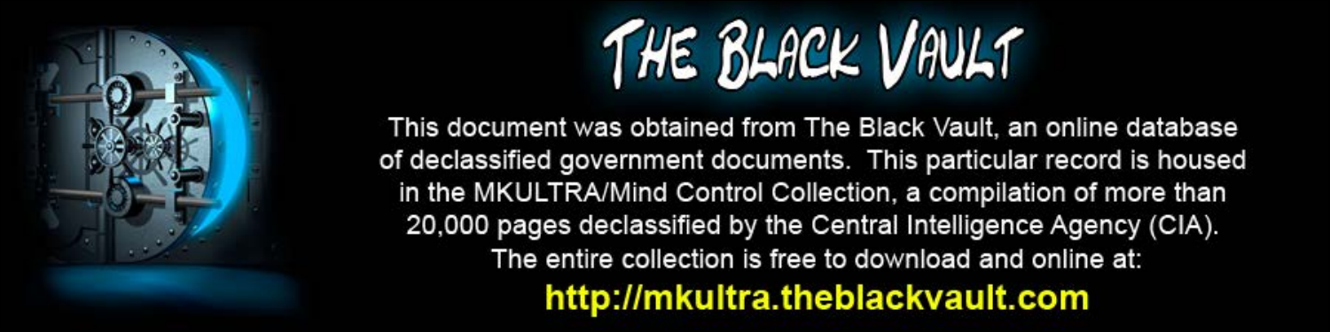# THE BLACK VAULT

This document was obtained from The Black Vault, an online database of declassified government documents. This particular record is housed in the MKULTRA/Mind Control Collection, a compilation of more than 20,000 pages declassified by the Central Intelligence Agency (CIA). The entire collection is free to download and online at:

**http://mkultra.theblackvault.com**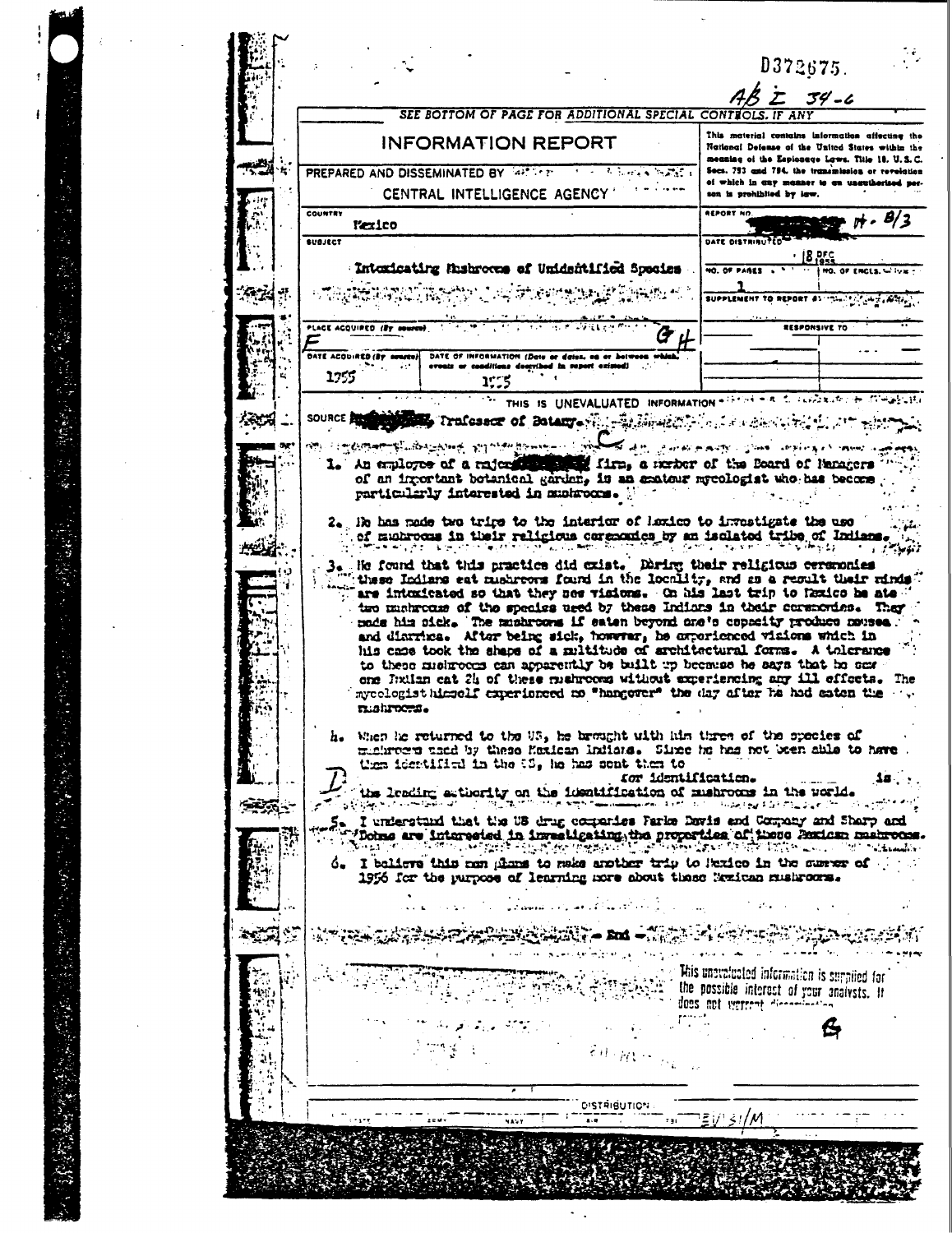D372675.

ABI 34-6

SEE BOTTOM OF PAGE FOR ADDITIONAL SPECIAL CONTROLS, IF ANY

# INFORMATION REPORT

PREPARED AND DISSEMINATED BY

CENTRAL INTELLIGENCE AGENCY

This material contains information affecting the National Defense of the United States within the meaning of the Espionage Laws, Title 18, U.S.C. Secs. 793 and 794, the transmission or revelation of which in any manner to an unauthorized person is prohibited by law.

| | |
|---|---|
| COUNTRY Mexico | REPORT NO. H-B/3 |
| SUBJECT Intoxicating Mushrooms of Unidentified Species | DATE DISTRIBUTED 18 DEC 1955 |
| | NO. OF PAGES 1 / NO. OF ENCLS. |
| | SUPPLEMENT TO REPORT # |
| PLACE ACQUIRED (By source) F | RESPONSIVE TO |
| DATE ACQUIRED (By source) 1955 / DATE OF INFORMATION (Date or dates, on or between which, events or conditions described in report existed) 1955 | |

THIS IS UNEVALUATED INFORMATION

SOURCE Professor of Botany.

1. An employee of a major firm, a member of the Board of Managers of an important botanical garden, is an amateur mycologist who has become particularly interested in mushrooms.

2. He has made two trips to the interior of Mexico to investigate the use of mushrooms in their religious ceremonies by an isolated tribe of Indians.

3. He found that this practice did exist. During their religious ceremonies these Indians eat mushrooms found in the locality, and as a result their minds are intoxicated so that they see visions. On his last trip to Mexico he ate two mushrooms of the species used by these Indians in their ceremonies. They made him sick. The mushrooms if eaten beyond one's capacity produce nausea and diarrhea. After being sick, however, he experienced visions which in his case took the shape of a multitude of architectural forms. A tolerance to these mushrooms can apparently be built up because he says that he saw one Indian eat 24 of these mushrooms without experiencing any ill effects. The mycologist himself experienced no "hangover" the day after he had eaten the mushrooms.

4. When he returned to the US, he brought with him three of the species of mushrooms used by these Mexican Indians. Since he has not been able to have them identified in the US, he has sent them to for identification. is the leading authority on the identification of mushrooms in the world.

5. I understand that the US drug companies Parke Davis and Company and Sharp and Dohme are interested in investigating the properties of these Mexican mushrooms.

6. I believe this man plans to make another trip to Mexico in the summer of 1956 for the purpose of learning more about these Mexican mushrooms.

— End —

This unevaluated information is supplied for the possible interest of your analysts. It does not warrant dissemination.

DISTRIBUTION